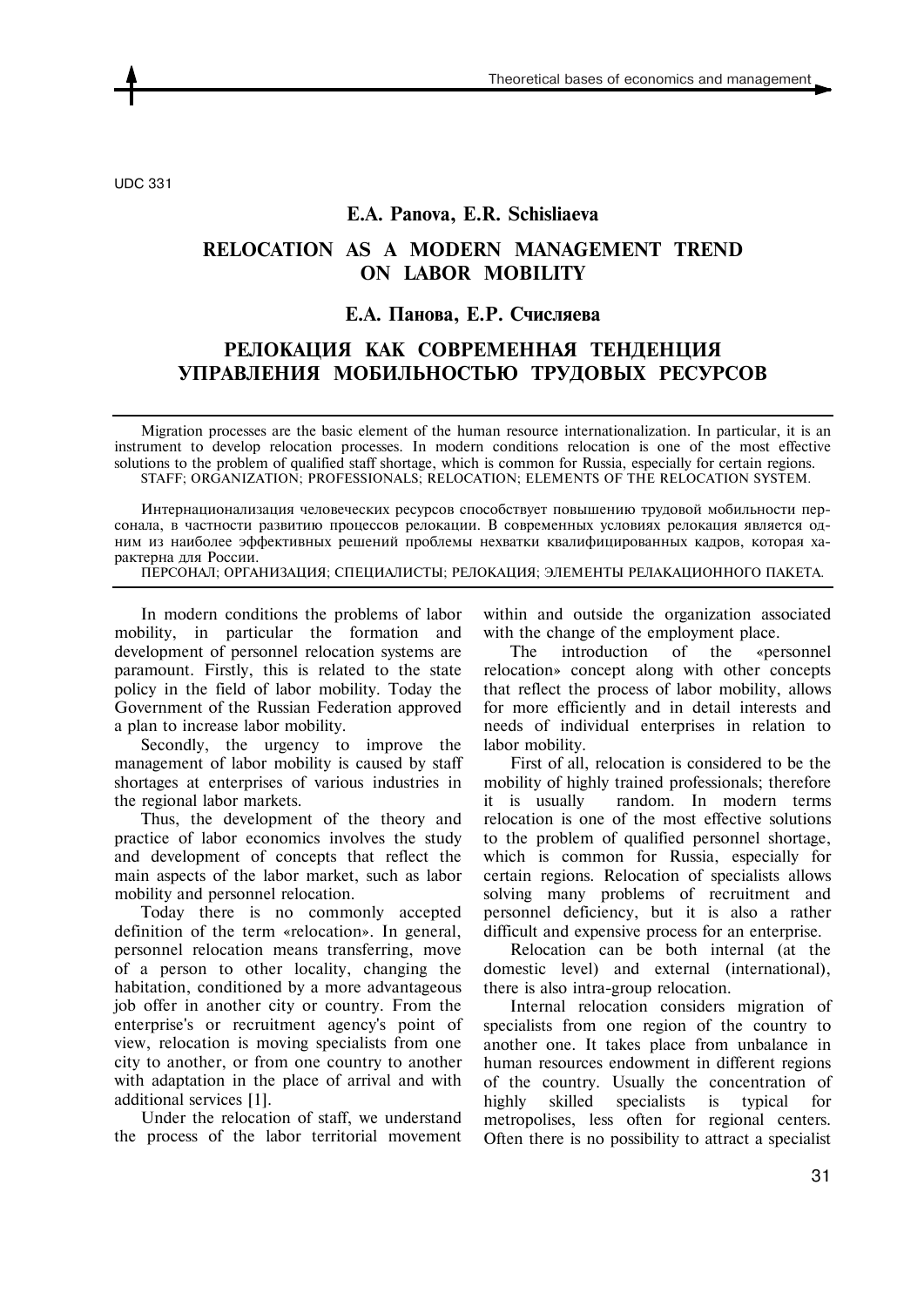UDC 331

**E.A. Panova, E.R. Schisliaeva**

# RELOCATION AS A MODERN MANAGEMENT TREND ON LABOR MOBILITY

**Е.А. Панова, Е.Р. Счисляева**

# РЕЛОКАЦИЯ КАК СОВРЕМЕННАЯ ТЕНДЕНЦИЯ УПРАВЛЕНИЯ МОБИЛЬНОСТЬЮ ТРУДОВЫХ РЕСУРСОВ

Migration processes are the basic element of the human resource internationalization. In particular, it is an instrument to develop relocation processes. In modern conditions relocation is one of the most effective solutions to the problem of qualified staff shortage, which is common for Russia, especially for certain regions.

STAFF; ORGANIZATION; PROFESSIONALS; RELOCATION; ELEMENTS OF THE RELOCATION SYSTEM.

Интернационализация человеческих ресурсов способствует повышению трудовой мобильности персонала, в частности развитию процессов релокации. В современных условиях релокация является одним из наиболее эффективных решений проблемы нехватки квалифицированных кадров, которая характерна для России.

ПЕРСОНАЛ; ОРГАНИЗАЦИЯ; СПЕЦИАЛИСТЫ; РЕЛОКАЦИЯ; ЭЛЕМЕНТЫ РЕЛАКАЦИОННОГО ПАКЕТА.

In modern conditions the problems of labor mobility, in particular the formation and development of personnel relocation systems are paramount. Firstly, this is related to the state policy in the field of labor mobility. Today the Government of the Russian Federation approved a plan to increase labor mobility.

Secondly, the urgency to improve the management of labor mobility is caused by staff shortages at enterprises of various industries in the regional labor markets.

Thus, the development of the theory and practice of labor economics involves the study and development of concepts that reflect the main aspects of the labor market, such as labor mobility and personnel relocation.

Today there is no commonly accepted definition of the term «relocation». In general, personnel relocation means transferring, move of a person to other locality, changing the habitation, conditioned by a more advantageous job offer in another city or country. From the enterprise's or recruitment agency's point of view, relocation is moving specialists from one city to another, or from one country to another with adaptation in the place of arrival and with additional services [1].

Under the relocation of staff, we understand the process of the labor territorial movement within and outside the organization associated with the change of the employment place.

The introduction of the «personnel relocation» concept along with other concepts that reflect the process of labor mobility, allows for more efficiently and in detail interests and needs of individual enterprises in relation to labor mobility.

First of all, relocation is considered to be the mobility of highly trained professionals; therefore it is usually random. In modern terms relocation is one of the most effective solutions to the problem of qualified personnel shortage, which is common for Russia, especially for certain regions. Relocation of specialists allows solving many problems of recruitment and personnel deficiency, but it is also a rather difficult and expensive process for an enterprise.

Relocation can be both internal (at the domestic level) and external (international), there is also intra-group relocation.

Internal relocation considers migration of specialists from one region of the country to another one. It takes place from unbalance in human resources endowment in different regions of the country. Usually the concentration of highly skilled specialists is typical for metropolises, less often for regional centers. Often there is no possibility to attract a specialist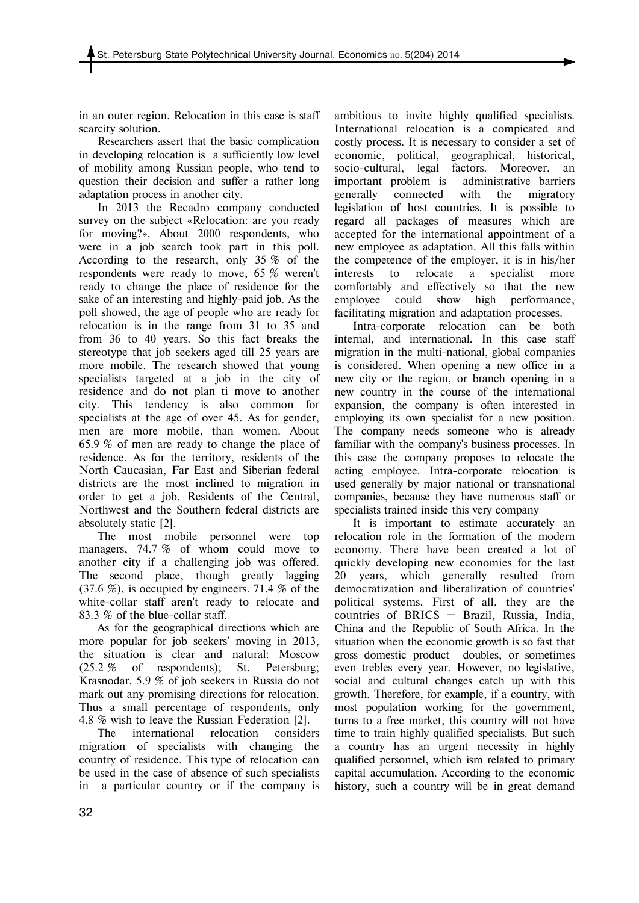in an outer region. Relocation in this case is staff scarcity solution.

Researchers assert that the basic complication in developing relocation is a sufficiently low level of mobility among Russian people, who tend to question their decision and suffer a rather long adaptation process in another city.

In 2013 the Recadro company conducted survey on the subject «Relocation: are you ready for moving?». About 2000 respondents, who were in a job search took part in this poll. According to the research, only 35 % of the respondents were ready to move, 65 % weren't ready to change the place of residence for the sake of an interesting and highly-paid job. As the poll showed, the age of people who are ready for relocation is in the range from 31 to 35 and from 36 to 40 years. So this fact breaks the stereotype that job seekers aged till 25 years are more mobile. The research showed that young specialists targeted at a job in the city of residence and do not plan ti move to another city. This tendency is also common for specialists at the age of over 45. As for gender, men are more mobile, than women. About 65.9 % of men are ready to change the place of residence. As for the territory, residents of the North Caucasian, Far East and Siberian federal districts are the most inclined to migration in order to get a job. Residents of the Central, Northwest and the Southern federal districts are absolutely static [2].

The most mobile personnel were top managers, 74.7 % of whom could move to another city if a challenging job was offered. The second place, though greatly lagging (37.6 %), is occupied by engineers. 71.4 % of the white-collar staff aren't ready to relocate and 83.3 % of the blue-collar staff.

As for the geographical directions which are more popular for job seekers' moving in 2013, the situation is clear and natural: Moscow (25.2 % of respondents); St. Petersburg; Krasnodar. 5.9 % of job seekers in Russia do not mark out any promising directions for relocation. Thus a small percentage of respondents, only 4.8 % wish to leave the Russian Federation [2].

The international relocation considers migration of specialists with changing the country of residence. This type of relocation can be used in the case of absence of such specialists in a particular country or if the company is ambitious to invite highly qualified specialists. International relocation is a compicated and costly process. It is necessary to consider a set of economic, political, geographical, historical, socio-cultural, legal factors. Moreover, an important problem is administrative barriers generally connected with the migratory legislation of host countries. It is possible to regard all packages of measures which are accepted for the international appointment of a new employee as adaptation. All this falls within the competence of the employer, it is in his/her interests to relocate a specialist more comfortably and effectively so that the new employee could show high performance, facilitating migration and adaptation processes.

Intra-corporate relocation can be both internal, and international. In this case staff migration in the multi-national, global companies is considered. When opening a new office in a new city or the region, or branch opening in a new country in the course of the international expansion, the company is often interested in employing its own specialist for a new position. The company needs someone who is already familiar with the company's business processes. In this case the company proposes to relocate the acting employee. Intra-corporate relocation is used generally by major national or transnational companies, because they have numerous staff or specialists trained inside this very company

It is important to estimate accurately an relocation role in the formation of the modern economy. There have been created a lot of quickly developing new economies for the last 20 years, which generally resulted from democratization and liberalization of countries' political systems. First of all, they are the countries of BRICS — Brazil, Russia, India, China and the Republic of South Africa. In the situation when the economic growth is so fast that gross domestic product doubles, or sometimes even trebles every year. However, no legislative, social and cultural changes catch up with this growth. Therefore, for example, if a country, with most population working for the government, turns to a free market, this country will not have time to train highly qualified specialists. But such a country has an urgent necessity in highly qualified personnel, which ism related to primary capital accumulation. According to the economic history, such a country will be in great demand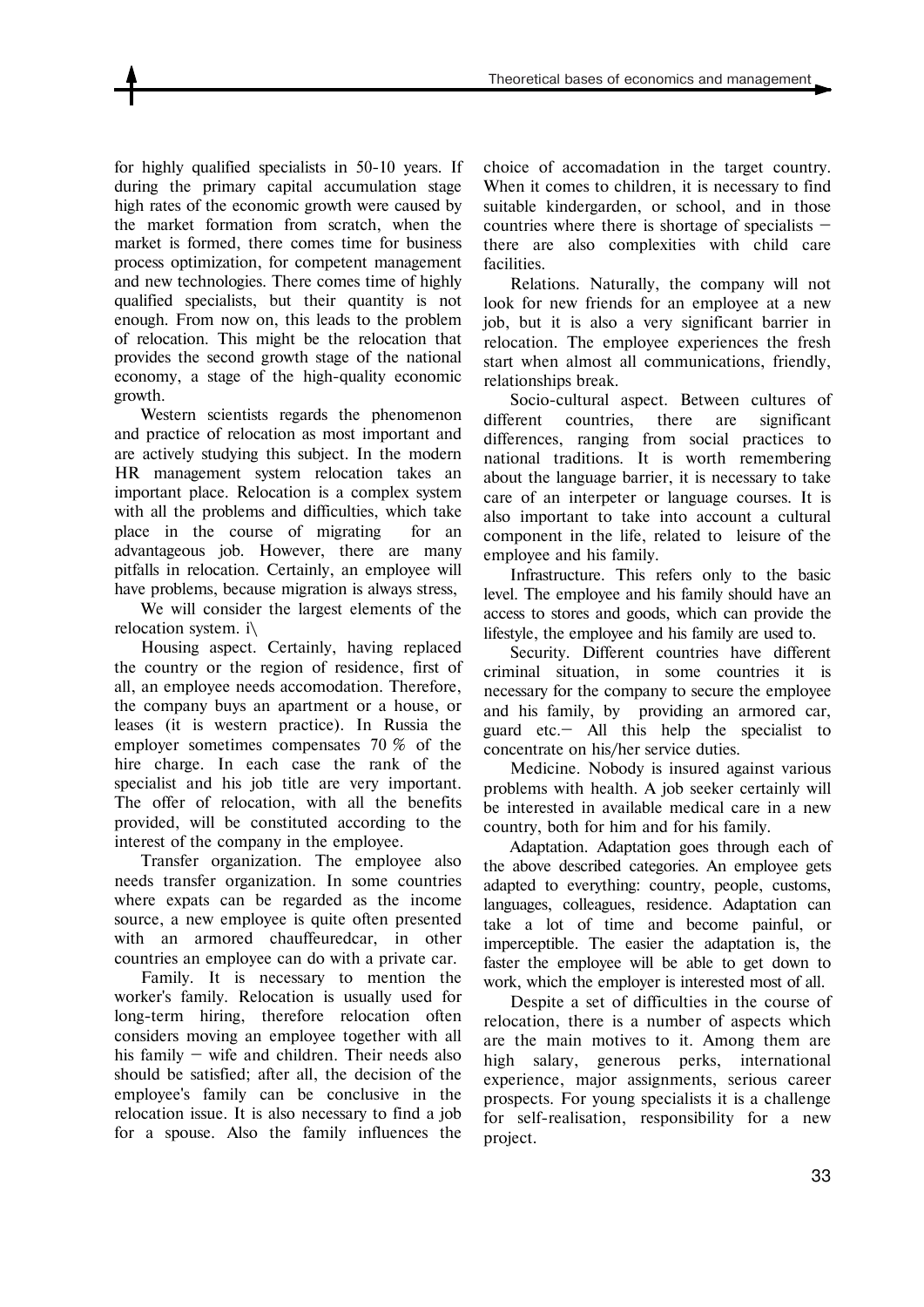for highly qualified specialists in 50-10 years. If during the primary capital accumulation stage high rates of the economic growth were caused by the market formation from scratch, when the market is formed, there comes time for business process optimization, for competent management and new technologies. There comes time of highly qualified specialists, but their quantity is not enough. From now on, this leads to the problem of relocation. This might be the relocation that provides the second growth stage of the national economy, a stage of the high-quality economic growth.

Western scientists regards the phenomenon and practice of relocation as most important and are actively studying this subject. In the modern HR management system relocation takes an important place. Relocation is a complex system with all the problems and difficulties, which take place in the course of migrating for an advantageous job. However, there are many pitfalls in relocation. Certainly, an employee will have problems, because migration is always stress,

We will consider the largest elements of the relocation system. i\

Housing aspect. Certainly, having replaced the country or the region of residence, first of all, an employee needs accomodation. Therefore, the company buys an apartment or a house, or leases (it is western practice). In Russia the employer sometimes compensates 70 % of the hire charge. In each case the rank of the specialist and his job title are very important. The offer of relocation, with all the benefits provided, will be constituted according to the interest of the company in the employee.

Transfer organization. The employee also needs transfer organization. In some countries where expats can be regarded as the income source, a new employee is quite often presented with an armored chauffeuredcar, in other countries an employee can do with a private car.

Family. It is necessary to mention the worker's family. Relocation is usually used for long-term hiring, therefore relocation often considers moving an employee together with all his family — wife and children. Their needs also should be satisfied; after all, the decision of the employee's family can be conclusive in the relocation issue. It is also necessary to find a job for a spouse. Also the family influences the choice of accomadation in the target country. When it comes to children, it is necessary to find suitable kindergarden, or school, and in those countries where there is shortage of specialists — there are also complexities with child care facilities.

Relations. Naturally, the company will not look for new friends for an employee at a new job, but it is also a very significant barrier in relocation. The employee experiences the fresh start when almost all communications, friendly, relationships break.

Socio-cultural aspect. Between cultures of different countries, there are significant differences, ranging from social practices to national traditions. It is worth remembering about the language barrier, it is necessary to take care of an interpeter or language courses. It is also important to take into account a cultural component in the life, related to leisure of the employee and his family.

Infrastructure. This refers only to the basic level. The employee and his family should have an access to stores and goods, which can provide the lifestyle, the employee and his family are used to.

Security. Different countries have different criminal situation, in some countries it is necessary for the company to secure the employee and his family, by providing an armored car, guard etc.— All this help the specialist to concentrate on his/her service duties.

Medicine. Nobody is insured against various problems with health. A job seeker certainly will be interested in available medical care in a new country, both for him and for his family.

Adaptation. Adaptation goes through each of the above described categories. An employee gets adapted to everything: country, people, customs, languages, colleagues, residence. Adaptation can take a lot of time and become painful, or imperceptible. The easier the adaptation is, the faster the employee will be able to get down to work, which the employer is interested most of all.

Despite a set of difficulties in the course of relocation, there is a number of aspects which are the main motives to it. Among them are high salary, generous perks, international experience, major assignments, serious career prospects. For young specialists it is a challenge for self-realisation, responsibility for a new project.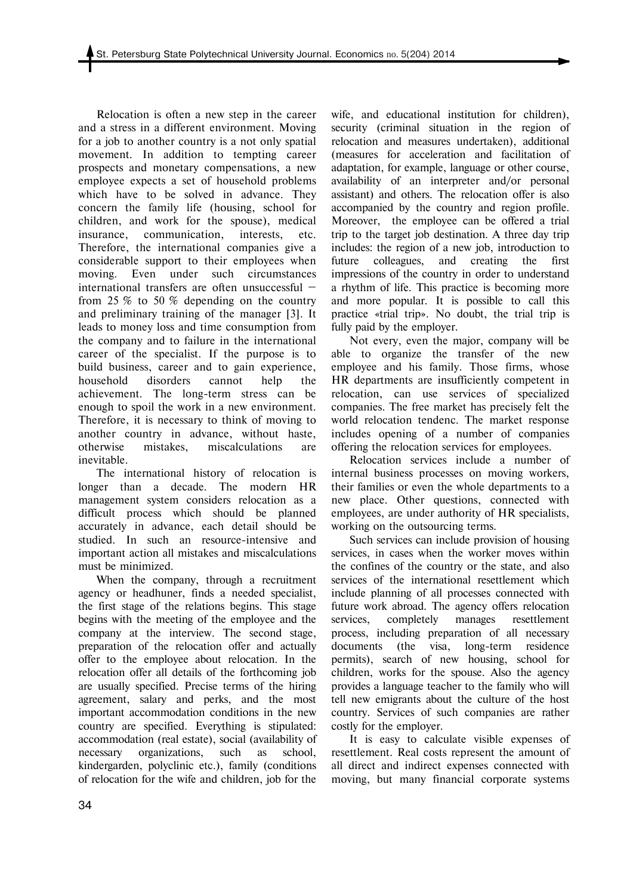Relocation is often a new step in the career and a stress in a different environment. Moving for a job to another country is a not only spatial movement. In addition to tempting career prospects and monetary compensations, a new employee expects a set of household problems which have to be solved in advance. They concern the family life (housing, school for children, and work for the spouse), medical insurance, communication, interests, etc. Therefore, the international companies give a considerable support to their employees when moving. Even under such circumstances international transfers are often unsuccessful – from 25 % to 50 % depending on the country and preliminary training of the manager [3]. It leads to money loss and time consumption from the company and to failure in the international career of the specialist. If the purpose is to build business, career and to gain experience, household disorders cannot help the achievement. The long-term stress can be enough to spoil the work in a new environment. Therefore, it is necessary to think of moving to another country in advance, without haste, otherwise mistakes, miscalculations are inevitable.

The international history of relocation is longer than a decade. The modern HR management system considers relocation as a difficult process which should be planned accurately in advance, each detail should be studied. In such an resource-intensive and important action all mistakes and miscalculations must be minimized.

When the company, through a recruitment agency or headhuner, finds a needed specialist, the first stage of the relations begins. This stage begins with the meeting of the employee and the company at the interview. The second stage, preparation of the relocation offer and actually offer to the employee about relocation. In the relocation offer all details of the forthcoming job are usually specified. Precise terms of the hiring agreement, salary and perks, and the most important accommodation conditions in the new country are specified. Everything is stipulated: accommodation (real estate), social (availability of necessary organizations, such as school, kindergarden, polyclinic etc.), family (conditions of relocation for the wife and children, job for the wife, and educational institution for children), security (criminal situation in the region of relocation and measures undertaken), additional (measures for acceleration and facilitation of adaptation, for example, language or other course, availability of an interpreter and/or personal assistant) and others. The relocation offer is also accompanied by the country and region profile. Moreover, the employee can be offered a trial trip to the target job destination. A three day trip includes: the region of a new job, introduction to future colleagues, and creating the first impressions of the country in order to understand a rhythm of life. This practice is becoming more and more popular. It is possible to call this practice «trial trip». No doubt, the trial trip is fully paid by the employer.

Not every, even the major, company will be able to organize the transfer of the new employee and his family. Those firms, whose HR departments are insufficiently competent in relocation, can use services of specialized companies. The free market has precisely felt the world relocation tendenc. The market response includes opening of a number of companies offering the relocation services for employees.

Relocation services include a number of internal business processes on moving workers, their families or even the whole departments to a new place. Other questions, connected with employees, are under authority of HR specialists, working on the outsourcing terms.

Such services can include provision of housing services, in cases when the worker moves within the confines of the country or the state, and also services of the international resettlement which include planning of all processes connected with future work abroad. The agency offers relocation services, completely manages resettlement process, including preparation of all necessary documents (the visa, long-term residence permits), search of new housing, school for children, works for the spouse. Also the agency provides a language teacher to the family who will tell new emigrants about the culture of the host country. Services of such companies are rather costly for the employer.

It is easy to calculate visible expenses of resettlement. Real costs represent the amount of all direct and indirect expenses connected with moving, but many financial corporate systems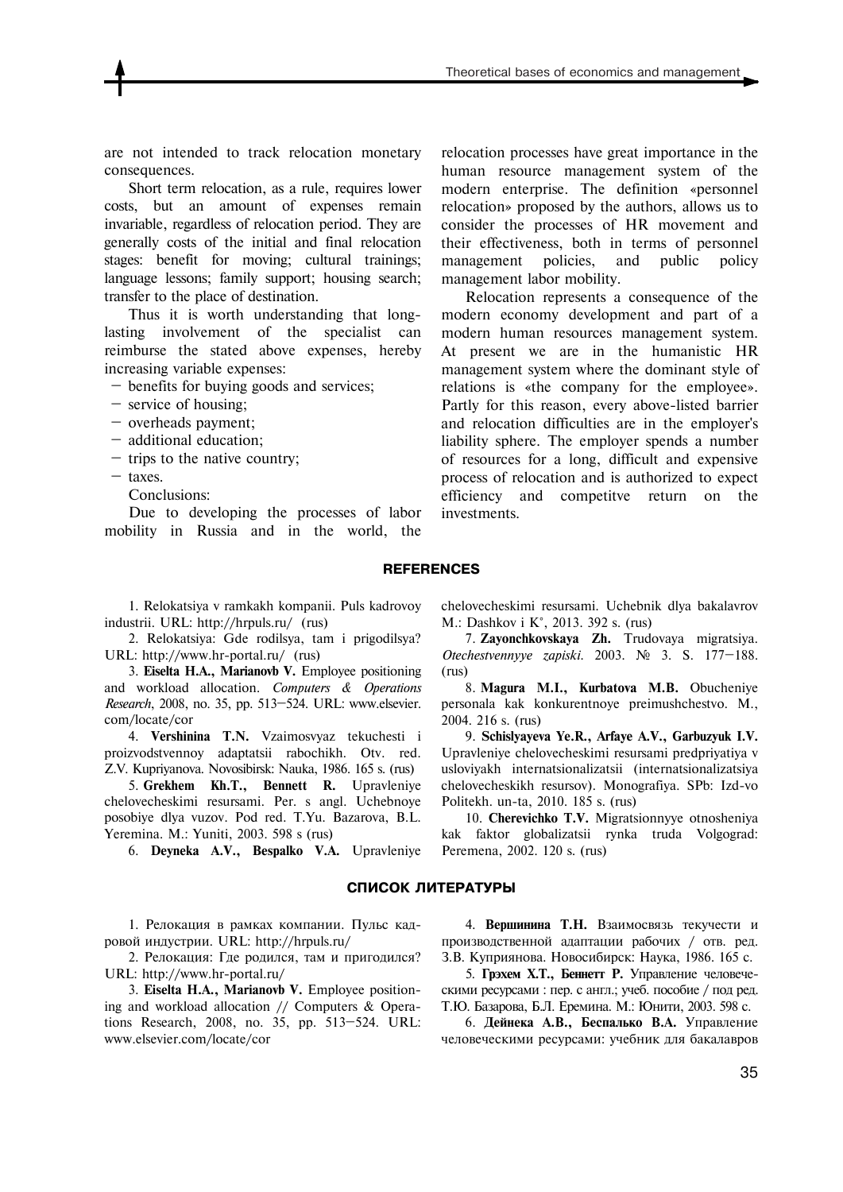are not intended to track relocation monetary consequences.

Short term relocation, as a rule, requires lower costs, but an amount of expenses remain invariable, regardless of relocation period. They are generally costs of the initial and final relocation stages: benefit for moving; cultural trainings; language lessons; family support; housing search; transfer to the place of destination.

Thus it is worth understanding that long-lasting involvement of the specialist can reimburse the stated above expenses, hereby increasing variable expenses:

- benefits for buying goods and services;
- service of housing;
- overheads payment;
- additional education;
- trips to the native country;
- taxes.

Conclusions:

Due to developing the processes of labor mobility in Russia and in the world, the relocation processes have great importance in the human resource management system of the modern enterprise. The definition «personnel relocation» proposed by the authors, allows us to consider the processes of HR movement and their effectiveness, both in terms of personnel management policies, and public policy management labor mobility.

Relocation represents a consequence of the modern economy development and part of a modern human resources management system. At present we are in the humanistic HR management system where the dominant style of relations is «the company for the employee». Partly for this reason, every above-listed barrier and relocation difficulties are in the employer's liability sphere. The employer spends a number of resources for a long, difficult and expensive process of relocation and is authorized to expect efficiency and competitve return on the investments.

## REFERENCES

1. Relokatsiya v ramkakh kompanii. Puls kadrovoy industrii. URL: http://hrpuls.ru/ (rus)
2. Relokatsiya: Gde rodilsya, tam i prigodilsya? URL: http://www.hr-portal.ru/ (rus)
3. **Eiselta H.A., Marianovb V.** Employee positioning and workload allocation. *Computers & Operations Research*, 2008, no. 35, pp. 513–524. URL: www.elsevier.com/locate/cor
4. **Vershinina T.N.** Vzaimosvyaz tekuchesti i proizvodstvennoy adaptatsii rabochikh. Otv. red. Z.V. Kupriyanova. Novosibirsk: Nauka, 1986. 165 s. (rus)
5. **Grekhem Kh.T., Bennett R.** Upravleniye chelovecheskimi resursami. Per. s angl. Uchebnoye posobiye dlya vuzov. Pod red. T.Yu. Bazarova, B.L. Yeremina. M.: Yuniti, 2003. 598 s (rus)
6. **Deyneka A.V., Bespalko V.A.** Upravleniye chelovecheskimi resursami. Uchebnik dlya bakalavrov M.: Dashkov i K°, 2013. 392 s. (rus)
7. **Zayonchkovskaya Zh.** Trudovaya migratsiya. *Otechestvennyye zapiski*. 2003. № 3. S. 177–188. (rus)
8. **Magura M.I., Kurbatova M.B.** Obucheniye personala kak konkurentnoye preimushchestvo. M., 2004. 216 s. (rus)
9. **Schislyayeva Ye.R., Arfaye A.V., Garbuzyuk I.V.** Upravleniye chelovecheskimi resursami predpriyatiya v usloviyakh internatsionalizatsii (internatsionalizatsiya chelovecheskikh resursov). Monografiya. SPb: Izd-vo Politekh. un-ta, 2010. 185 s. (rus)
10. **Cherevichko T.V.** Migratsionnyye otnosheniya kak faktor globalizatsii rynka truda Volgograd: Peremena, 2002. 120 s. (rus)

## СПИСОК ЛИТЕРАТУРЫ

1. Релокация в рамках компании. Пульс кадровой индустрии. URL: http://hrpuls.ru/
2. Релокация: Где родился, там и пригодился? URL: http://www.hr-portal.ru/
3. **Eiselta H.A., Marianovb V.** Employee positioning and workload allocation // Computers & Operations Research, 2008, no. 35, pp. 513–524. URL: www.elsevier.com/locate/cor
4. **Вершинина Т.Н.** Взаимосвязь текучести и производственной адаптации рабочих / отв. ред. З.В. Куприянова. Новосибирск: Наука, 1986. 165 с.
5. **Грэхем Х.Т., Беннетт Р.** Управление человеческими ресурсами : пер. с англ.; учеб. пособие / под ред. Т.Ю. Базарова, Б.Л. Еремина. М.: Юнити, 2003. 598 с.
6. **Дейнека А.В., Беспалько В.А.** Управление человеческими ресурсами: учебник для бакалавров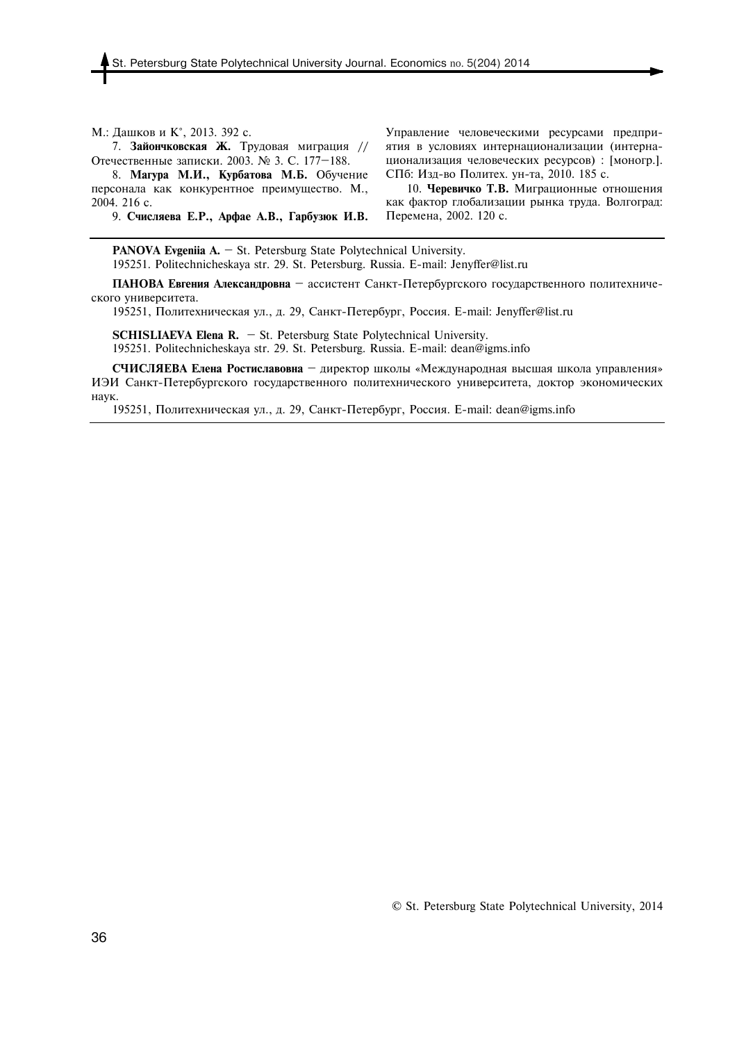М.: Дашков и К°, 2013. 392 с.

7. **Зайончковская Ж.** Трудовая миграция // Отечественные записки. 2003. № 3. С. 177–188.

8. **Магура М.И., Курбатова М.Б.** Обучение персонала как конкурентное преимущество. М., 2004. 216 с.

9. **Счисляева Е.Р., Арфае А.В., Гарбузюк И.В.** Управление человеческими ресурсами предприятия в условиях интернационализации (интернационализация человеческих ресурсов) : [моногр.]. СПб: Изд-во Политех. ун-та, 2010. 185 с.

10. **Черевичко Т.В.** Миграционные отношения как фактор глобализации рынка труда. Волгоград: Перемена, 2002. 120 с.

---

**PANOVA Evgeniia A.** – St. Petersburg State Polytechnical University.
195251. Politechnicheskaya str. 29. St. Petersburg. Russia. E-mail: Jenyffer@list.ru

**ПАНОВА Евгения Александровна** – ассистент Санкт-Петербургского государственного политехнического университета.
195251, Политехническая ул., д. 29, Санкт-Петербург, Россия. E-mail: Jenyffer@list.ru

**SCHISLIAEVA Elena R.** – St. Petersburg State Polytechnical University.
195251. Politechnicheskaya str. 29. St. Petersburg. Russia. E-mail: dean@igms.info

**СЧИСЛЯЕВА Елена Ростиславовна** – директор школы «Международная высшая школа управления» ИЭИ Санкт-Петербургского государственного политехнического университета, доктор экономических наук.
195251, Политехническая ул., д. 29, Санкт-Петербург, Россия. E-mail: dean@igms.info

© St. Petersburg State Polytechnical University, 2014